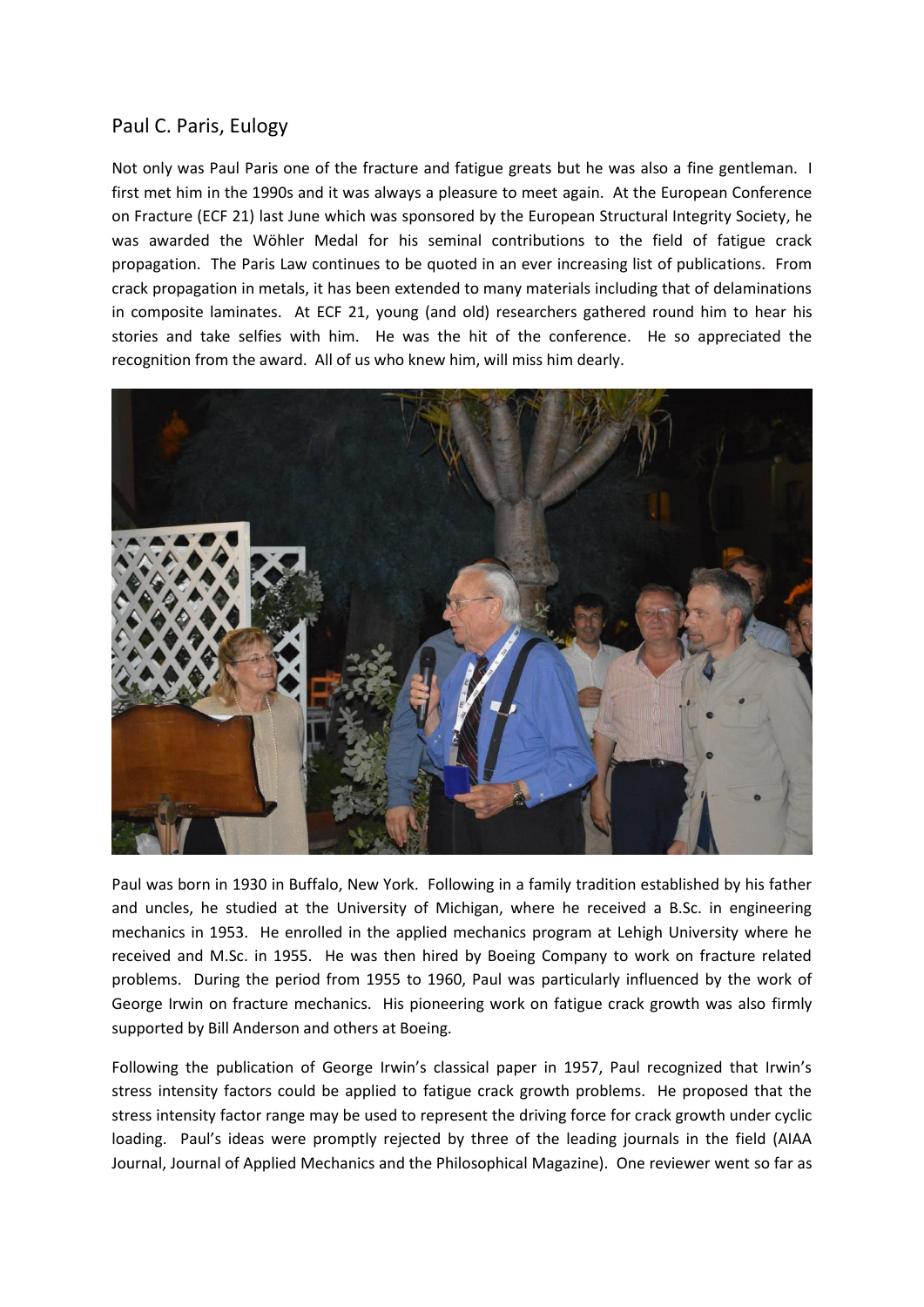## Paul C. Paris, Eulogy

Not only was Paul Paris one of the fracture and fatigue greats but he was also a fine gentleman. I first met him in the 1990s and it was always a pleasure to meet again. At the European Conference on Fracture (ECF 21) last June which was sponsored by the European Structural Integrity Society, he was awarded the Wöhler Medal for his seminal contributions to the field of fatigue crack propagation. The Paris Law continues to be quoted in an ever increasing list of publications. From crack propagation in metals, it has been extended to many materials including that of delaminations in composite laminates. At ECF 21, young (and old) researchers gathered round him to hear his stories and take selfies with him. He was the hit of the conference. He so appreciated the recognition from the award. All of us who knew him, will miss him dearly.

Paul was born in 1930 in Buffalo, New York. Following in a family tradition established by his father and uncles, he studied at the University of Michigan, where he received a B.Sc. in engineering mechanics in 1953. He enrolled in the applied mechanics program at Lehigh University where he received and M.Sc. in 1955. He was then hired by Boeing Company to work on fracture related problems. During the period from 1955 to 1960, Paul was particularly influenced by the work of George Irwin on fracture mechanics. His pioneering work on fatigue crack growth was also firmly supported by Bill Anderson and others at Boeing.

Following the publication of George Irwin's classical paper in 1957, Paul recognized that Irwin's stress intensity factors could be applied to fatigue crack growth problems. He proposed that the stress intensity factor range may be used to represent the driving force for crack growth under cyclic loading. Paul's ideas were promptly rejected by three of the leading journals in the field (AIAA Journal, Journal of Applied Mechanics and the Philosophical Magazine). One reviewer went so far as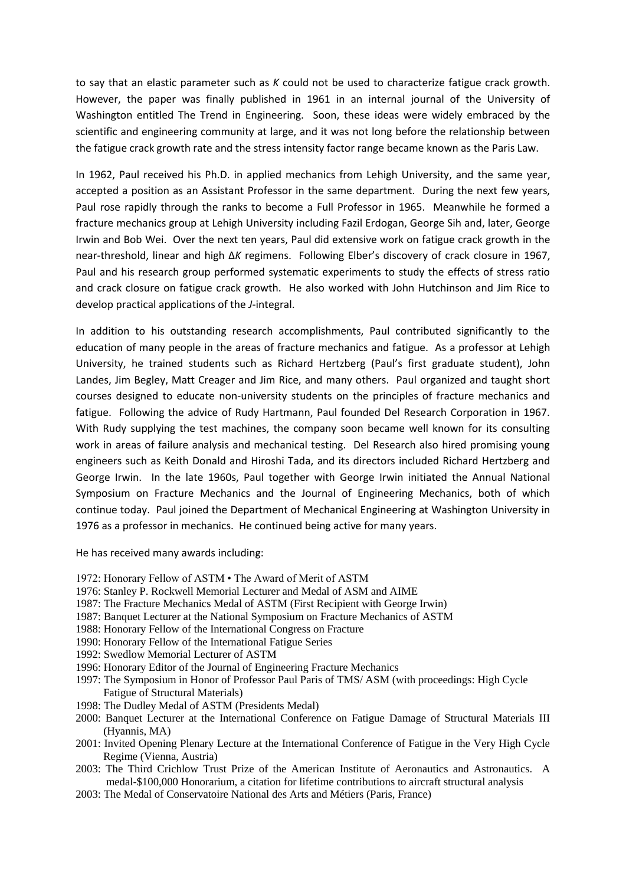to say that an elastic parameter such as $K$ could not be used to characterize fatigue crack growth. However, the paper was finally published in 1961 in an internal journal of the University of Washington entitled The Trend in Engineering. Soon, these ideas were widely embraced by the scientific and engineering community at large, and it was not long before the relationship between the fatigue crack growth rate and the stress intensity factor range became known as the Paris Law.

In 1962, Paul received his Ph.D. in applied mechanics from Lehigh University, and the same year, accepted a position as an Assistant Professor in the same department. During the next few years, Paul rose rapidly through the ranks to become a Full Professor in 1965. Meanwhile he formed a fracture mechanics group at Lehigh University including Fazil Erdogan, George Sih and, later, George Irwin and Bob Wei. Over the next ten years, Paul did extensive work on fatigue crack growth in the near-threshold, linear and high $\Delta K$ regimens. Following Elber's discovery of crack closure in 1967, Paul and his research group performed systematic experiments to study the effects of stress ratio and crack closure on fatigue crack growth. He also worked with John Hutchinson and Jim Rice to develop practical applications of the $J$-integral.

In addition to his outstanding research accomplishments, Paul contributed significantly to the education of many people in the areas of fracture mechanics and fatigue. As a professor at Lehigh University, he trained students such as Richard Hertzberg (Paul's first graduate student), John Landes, Jim Begley, Matt Creager and Jim Rice, and many others. Paul organized and taught short courses designed to educate non-university students on the principles of fracture mechanics and fatigue. Following the advice of Rudy Hartmann, Paul founded Del Research Corporation in 1967. With Rudy supplying the test machines, the company soon became well known for its consulting work in areas of failure analysis and mechanical testing. Del Research also hired promising young engineers such as Keith Donald and Hiroshi Tada, and its directors included Richard Hertzberg and George Irwin. In the late 1960s, Paul together with George Irwin initiated the Annual National Symposium on Fracture Mechanics and the Journal of Engineering Mechanics, both of which continue today. Paul joined the Department of Mechanical Engineering at Washington University in 1976 as a professor in mechanics. He continued being active for many years.

He has received many awards including:

- 1972: Honorary Fellow of ASTM • The Award of Merit of ASTM
- 1976: Stanley P. Rockwell Memorial Lecturer and Medal of ASM and AIME
- 1987: The Fracture Mechanics Medal of ASTM (First Recipient with George Irwin)
- 1987: Banquet Lecturer at the National Symposium on Fracture Mechanics of ASTM
- 1988: Honorary Fellow of the International Congress on Fracture
- 1990: Honorary Fellow of the International Fatigue Series
- 1992: Swedlow Memorial Lecturer of ASTM
- 1996: Honorary Editor of the Journal of Engineering Fracture Mechanics
- 1997: The Symposium in Honor of Professor Paul Paris of TMS/ ASM (with proceedings: High Cycle Fatigue of Structural Materials)
- 1998: The Dudley Medal of ASTM (Presidents Medal)
- 2000: Banquet Lecturer at the International Conference on Fatigue Damage of Structural Materials III (Hyannis, MA)
- 2001: Invited Opening Plenary Lecture at the International Conference of Fatigue in the Very High Cycle Regime (Vienna, Austria)
- 2003: The Third Crichlow Trust Prize of the American Institute of Aeronautics and Astronautics. A medal-$100,000 Honorarium, a citation for lifetime contributions to aircraft structural analysis
- 2003: The Medal of Conservatoire National des Arts and Métiers (Paris, France)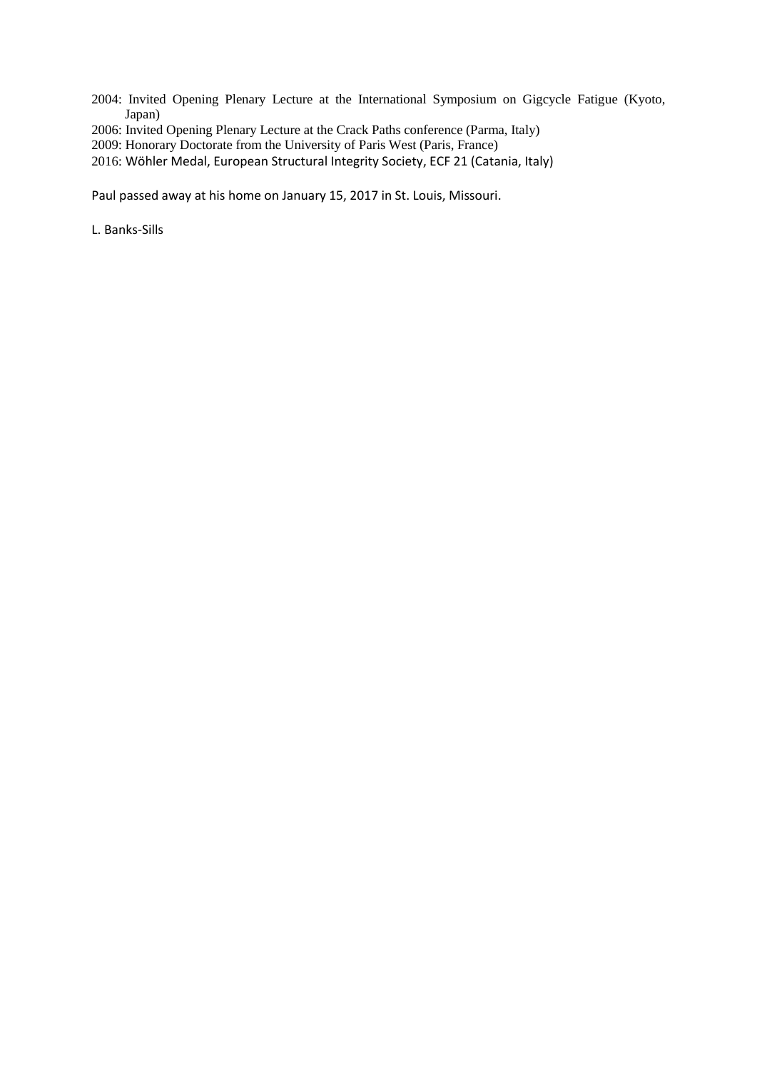2004: Invited Opening Plenary Lecture at the International Symposium on Gigcycle Fatigue (Kyoto, Japan)
2006: Invited Opening Plenary Lecture at the Crack Paths conference (Parma, Italy)
2009: Honorary Doctorate from the University of Paris West (Paris, France)
2016: Wöhler Medal, European Structural Integrity Society, ECF 21 (Catania, Italy)

Paul passed away at his home on January 15, 2017 in St. Louis, Missouri.

L. Banks-Sills